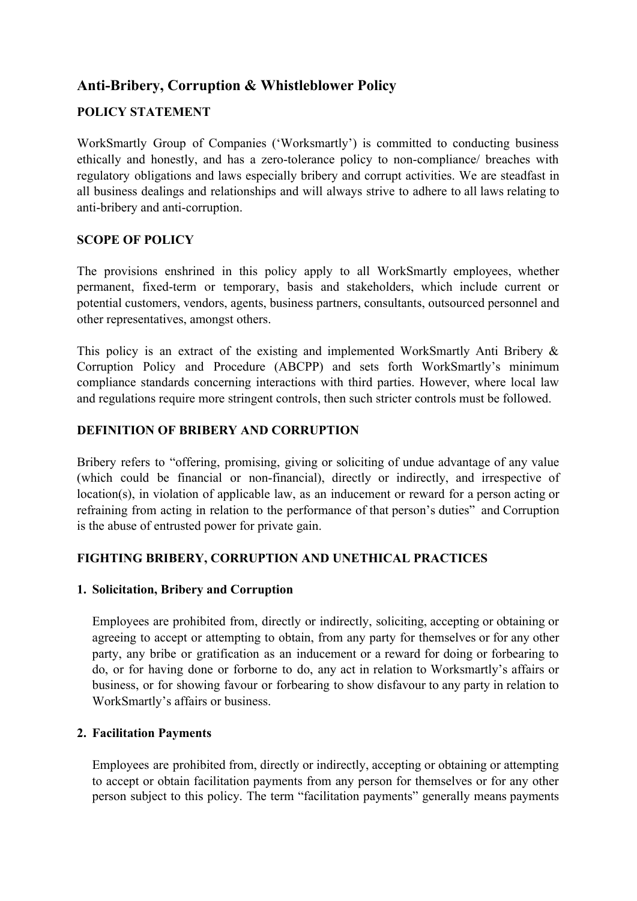# Anti-Bribery, Corruption & Whistleblower Policy

## POLICY STATEMENT

WorkSmartly Group of Companies ('Worksmartly') is committed to conducting business ethically and honestly, and has a zero-tolerance policy to non-compliance/ breaches with regulatory obligations and laws especially bribery and corrupt activities. We are steadfast in all business dealings and relationships and will always strive to adhere to all laws relating to anti-bribery and anti-corruption.

## SCOPE OF POLICY

The provisions enshrined in this policy apply to all WorkSmartly employees, whether permanent, fixed-term or temporary, basis and stakeholders, which include current or potential customers, vendors, agents, business partners, consultants, outsourced personnel and other representatives, amongst others.

This policy is an extract of the existing and implemented WorkSmartly Anti Bribery & Corruption Policy and Procedure (ABCPP) and sets forth WorkSmartly's minimum compliance standards concerning interactions with third parties. However, where local law and regulations require more stringent controls, then such stricter controls must be followed.

## DEFINITION OF BRIBERY AND CORRUPTION

Bribery refers to "offering, promising, giving or soliciting of undue advantage of any value (which could be financial or non-financial), directly or indirectly, and irrespective of location(s), in violation of applicable law, as an inducement or reward for a person acting or refraining from acting in relation to the performance of that person's duties" and Corruption is the abuse of entrusted power for private gain.

## FIGHTING BRIBERY, CORRUPTION AND UNETHICAL PRACTICES

### 1. Solicitation, Bribery and Corruption

Employees are prohibited from, directly or indirectly, soliciting, accepting or obtaining or agreeing to accept or attempting to obtain, from any party for themselves or for any other party, any bribe or gratification as an inducement or a reward for doing or forbearing to do, or for having done or forborne to do, any act in relation to Worksmartly's affairs or business, or for showing favour or forbearing to show disfavour to any party in relation to WorkSmartly's affairs or business.

### 2. Facilitation Payments

Employees are prohibited from, directly or indirectly, accepting or obtaining or attempting to accept or obtain facilitation payments from any person for themselves or for any other person subject to this policy. The term "facilitation payments" generally means payments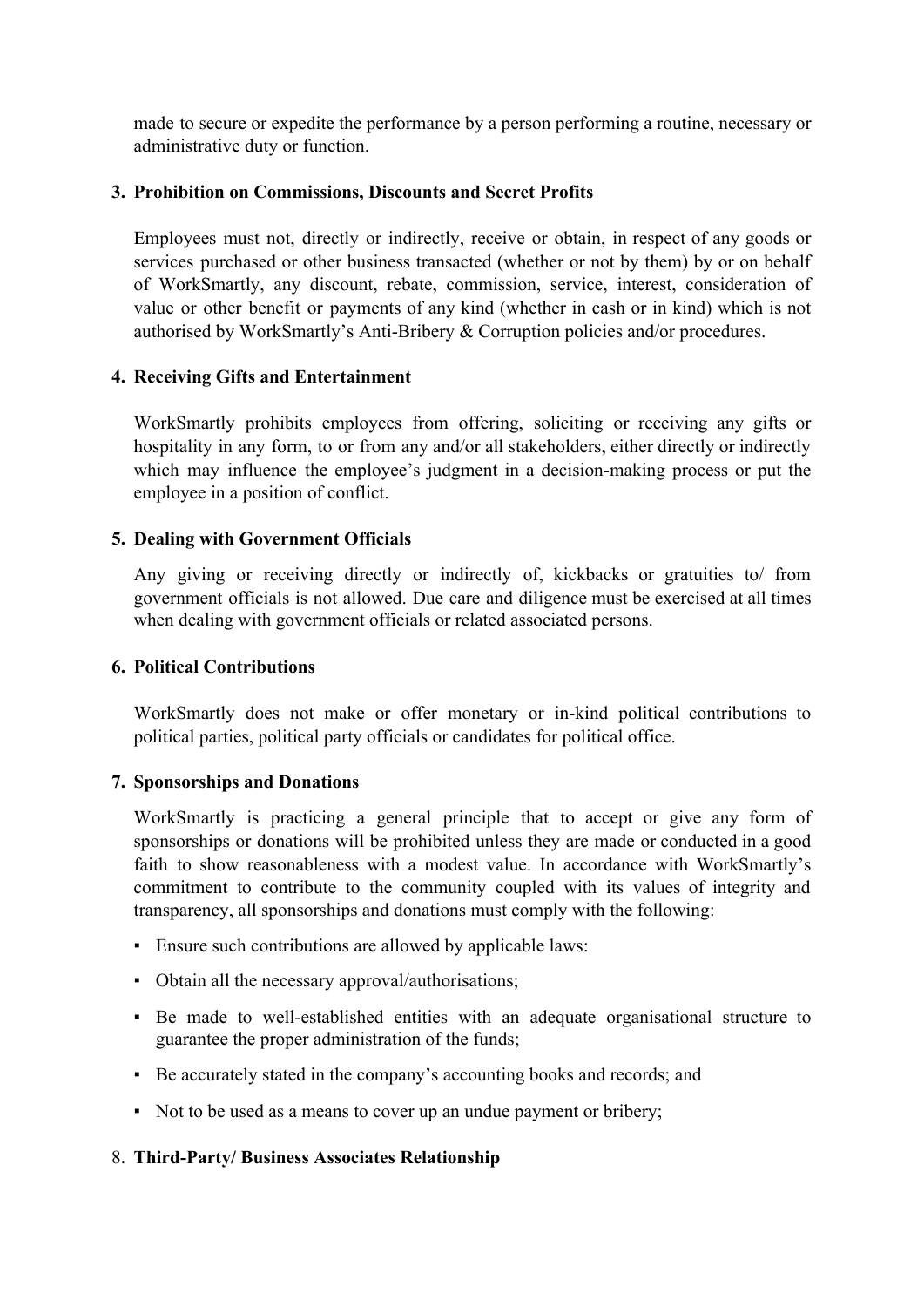made to secure or expedite the performance by a person performing a routine, necessary or administrative duty or function.

### 3. Prohibition on Commissions, Discounts and Secret Profits

Employees must not, directly or indirectly, receive or obtain, in respect of any goods or services purchased or other business transacted (whether or not by them) by or on behalf of WorkSmartly, any discount, rebate, commission, service, interest, consideration of value or other benefit or payments of any kind (whether in cash or in kind) which is not authorised by WorkSmartly's Anti-Bribery & Corruption policies and/or procedures.

### 4. Receiving Gifts and Entertainment

WorkSmartly prohibits employees from offering, soliciting or receiving any gifts or hospitality in any form, to or from any and/or all stakeholders, either directly or indirectly which may influence the employee's judgment in a decision-making process or put the employee in a position of conflict.

### 5. Dealing with Government Officials

Any giving or receiving directly or indirectly of, kickbacks or gratuities to/ from government officials is not allowed. Due care and diligence must be exercised at all times when dealing with government officials or related associated persons.

### 6. Political Contributions

WorkSmartly does not make or offer monetary or in-kind political contributions to political parties, political party officials or candidates for political office.

### 7. Sponsorships and Donations

WorkSmartly is practicing a general principle that to accept or give any form of sponsorships or donations will be prohibited unless they are made or conducted in a good faith to show reasonableness with a modest value. In accordance with WorkSmartly's commitment to contribute to the community coupled with its values of integrity and transparency, all sponsorships and donations must comply with the following:

- Ensure such contributions are allowed by applicable laws:
- Obtain all the necessary approval/authorisations;
- Be made to well-established entities with an adequate organisational structure to guarantee the proper administration of the funds;
- Be accurately stated in the company's accounting books and records; and
- Not to be used as a means to cover up an undue payment or bribery;

### 8. Third-Party/ Business Associates Relationship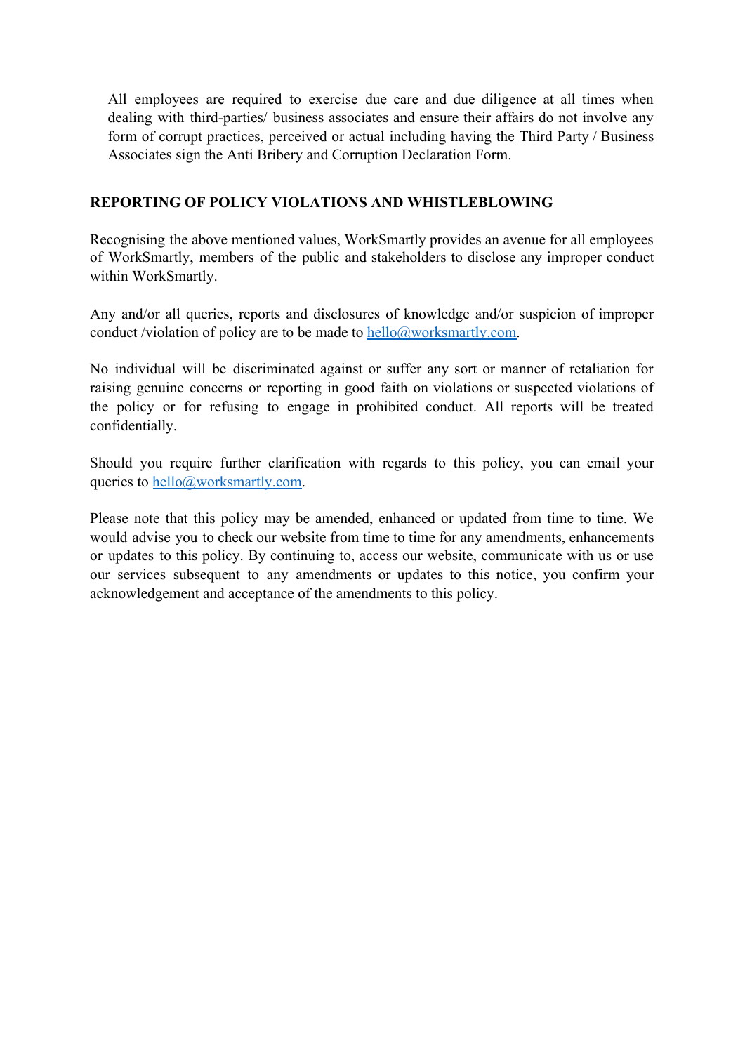All employees are required to exercise due care and due diligence at all times when dealing with third-parties/ business associates and ensure their affairs do not involve any form of corrupt practices, perceived or actual including having the Third Party / Business Associates sign the Anti Bribery and Corruption Declaration Form.

## REPORTING OF POLICY VIOLATIONS AND WHISTLEBLOWING

Recognising the above mentioned values, WorkSmartly provides an avenue for all employees of WorkSmartly, members of the public and stakeholders to disclose any improper conduct within WorkSmartly.

Any and/or all queries, reports and disclosures of knowledge and/or suspicion of improper conduct /violation of policy are to be made to hello@worksmartly.com.

No individual will be discriminated against or suffer any sort or manner of retaliation for raising genuine concerns or reporting in good faith on violations or suspected violations of the policy or for refusing to engage in prohibited conduct. All reports will be treated confidentially.

Should you require further clarification with regards to this policy, you can email your queries to hello@worksmartly.com.

Please note that this policy may be amended, enhanced or updated from time to time. We would advise you to check our website from time to time for any amendments, enhancements or updates to this policy. By continuing to, access our website, communicate with us or use our services subsequent to any amendments or updates to this notice, you confirm your acknowledgement and acceptance of the amendments to this policy.